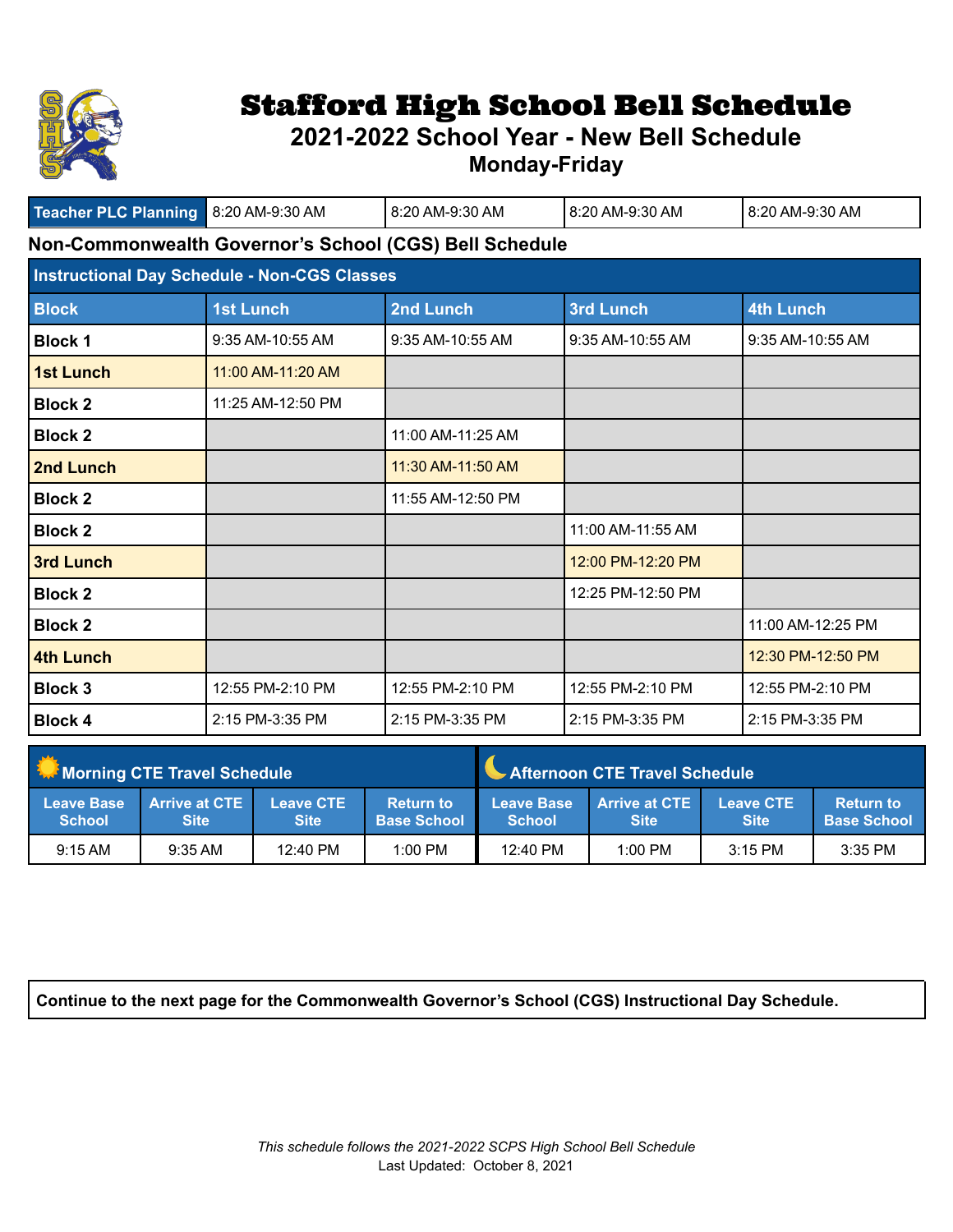# Stafford High School Bell Schedule

## 2021-2022 School Year - New Bell Schedule

### Monday-Friday

| Teacher PLC Planning | 8:20 AM-9:30 AM | 8:20 AM-9:30 AM | 8:20 AM-9:30 AM | 8:20 AM-9:30 AM |
|---|---|---|---|---|

**Non-Commonwealth Governor's School (CGS) Bell Schedule**

| Instructional Day Schedule - Non-CGS Classes | | | | |
|---|---|---|---|---|
| **Block** | **1st Lunch** | **2nd Lunch** | **3rd Lunch** | **4th Lunch** |
| **Block 1** | 9:35 AM-10:55 AM | 9:35 AM-10:55 AM | 9:35 AM-10:55 AM | 9:35 AM-10:55 AM |
| **1st Lunch** | 11:00 AM-11:20 AM | | | |
| **Block 2** | 11:25 AM-12:50 PM | | | |
| **Block 2** | | 11:00 AM-11:25 AM | | |
| **2nd Lunch** | | 11:30 AM-11:50 AM | | |
| **Block 2** | | 11:55 AM-12:50 PM | | |
| **Block 2** | | | 11:00 AM-11:55 AM | |
| **3rd Lunch** | | | 12:00 PM-12:20 PM | |
| **Block 2** | | | 12:25 PM-12:50 PM | |
| **Block 2** | | | | 11:00 AM-12:25 PM |
| **4th Lunch** | | | | 12:30 PM-12:50 PM |
| **Block 3** | 12:55 PM-2:10 PM | 12:55 PM-2:10 PM | 12:55 PM-2:10 PM | 12:55 PM-2:10 PM |
| **Block 4** | 2:15 PM-3:35 PM | 2:15 PM-3:35 PM | 2:15 PM-3:35 PM | 2:15 PM-3:35 PM |

| Morning CTE Travel Schedule | | | | Afternoon CTE Travel Schedule | | | |
|---|---|---|---|---|---|---|---|
| **Leave Base School** | **Arrive at CTE Site** | **Leave CTE Site** | **Return to Base School** | **Leave Base School** | **Arrive at CTE Site** | **Leave CTE Site** | **Return to Base School** |
| 9:15 AM | 9:35 AM | 12:40 PM | 1:00 PM | 12:40 PM | 1:00 PM | 3:15 PM | 3:35 PM |

**Continue to the next page for the Commonwealth Governor's School (CGS) Instructional Day Schedule.**

*This schedule follows the 2021-2022 SCPS High School Bell Schedule*

Last Updated: October 8, 2021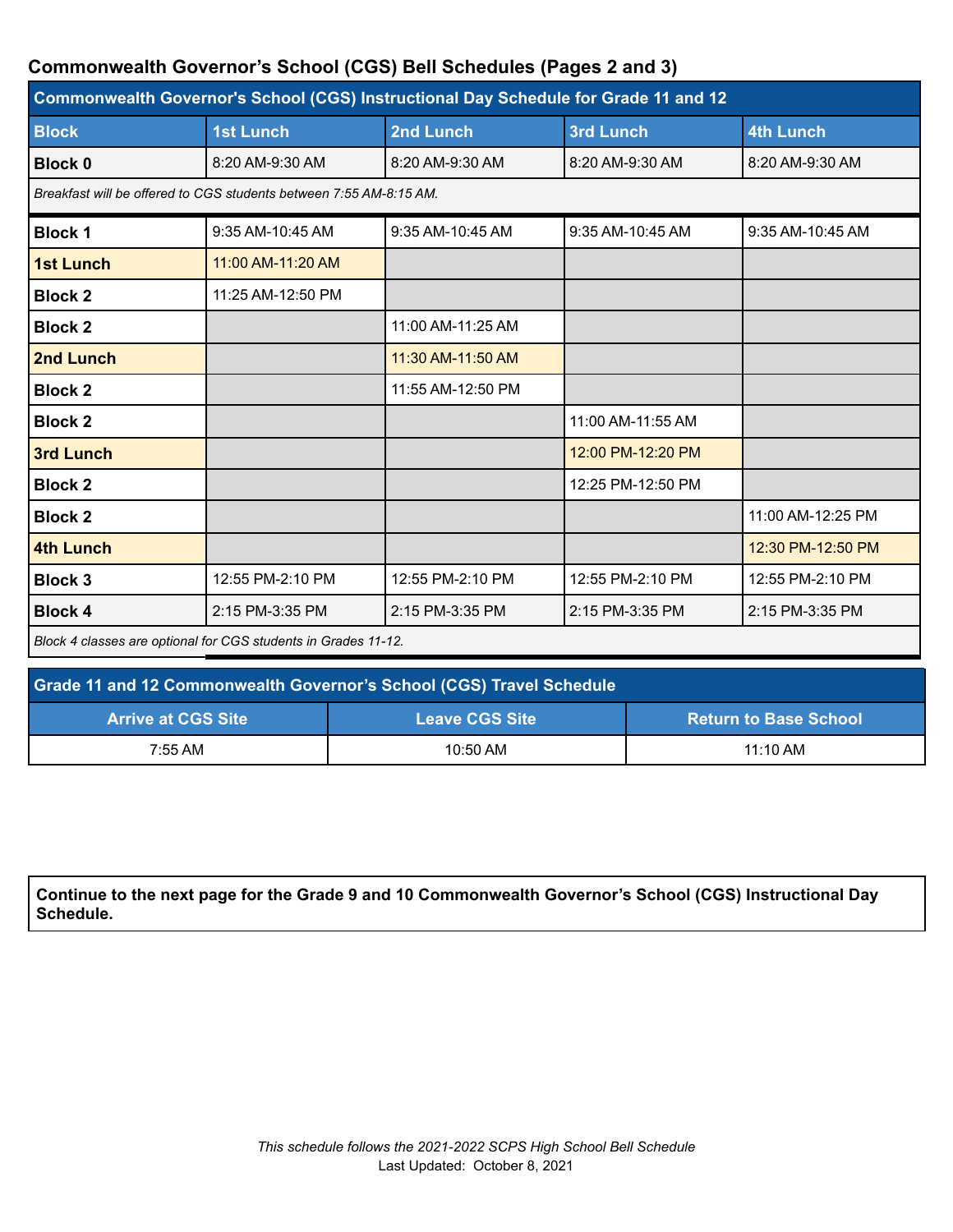## Commonwealth Governor's School (CGS) Bell Schedules (Pages 2 and 3)

| Commonwealth Governor's School (CGS) Instructional Day Schedule for Grade 11 and 12 | | | | |
|---|---|---|---|---|
| **Block** | **1st Lunch** | **2nd Lunch** | **3rd Lunch** | **4th Lunch** |
| **Block 0** | 8:20 AM-9:30 AM | 8:20 AM-9:30 AM | 8:20 AM-9:30 AM | 8:20 AM-9:30 AM |
| *Breakfast will be offered to CGS students between 7:55 AM-8:15 AM.* | | | | |
| **Block 1** | 9:35 AM-10:45 AM | 9:35 AM-10:45 AM | 9:35 AM-10:45 AM | 9:35 AM-10:45 AM |
| **1st Lunch** | 11:00 AM-11:20 AM | | | |
| **Block 2** | 11:25 AM-12:50 PM | | | |
| **Block 2** | | 11:00 AM-11:25 AM | | |
| **2nd Lunch** | | 11:30 AM-11:50 AM | | |
| **Block 2** | | 11:55 AM-12:50 PM | | |
| **Block 2** | | | 11:00 AM-11:55 AM | |
| **3rd Lunch** | | | 12:00 PM-12:20 PM | |
| **Block 2** | | | 12:25 PM-12:50 PM | |
| **Block 2** | | | | 11:00 AM-12:25 PM |
| **4th Lunch** | | | | 12:30 PM-12:50 PM |
| **Block 3** | 12:55 PM-2:10 PM | 12:55 PM-2:10 PM | 12:55 PM-2:10 PM | 12:55 PM-2:10 PM |
| **Block 4** | 2:15 PM-3:35 PM | 2:15 PM-3:35 PM | 2:15 PM-3:35 PM | 2:15 PM-3:35 PM |
| *Block 4 classes are optional for CGS students in Grades 11-12.* | | | | |

| Grade 11 and 12 Commonwealth Governor's School (CGS) Travel Schedule | | |
|---|---|---|
| **Arrive at CGS Site** | **Leave CGS Site** | **Return to Base School** |
| 7:55 AM | 10:50 AM | 11:10 AM |

**Continue to the next page for the Grade 9 and 10 Commonwealth Governor's School (CGS) Instructional Day Schedule.**

*This schedule follows the 2021-2022 SCPS High School Bell Schedule*
Last Updated: October 8, 2021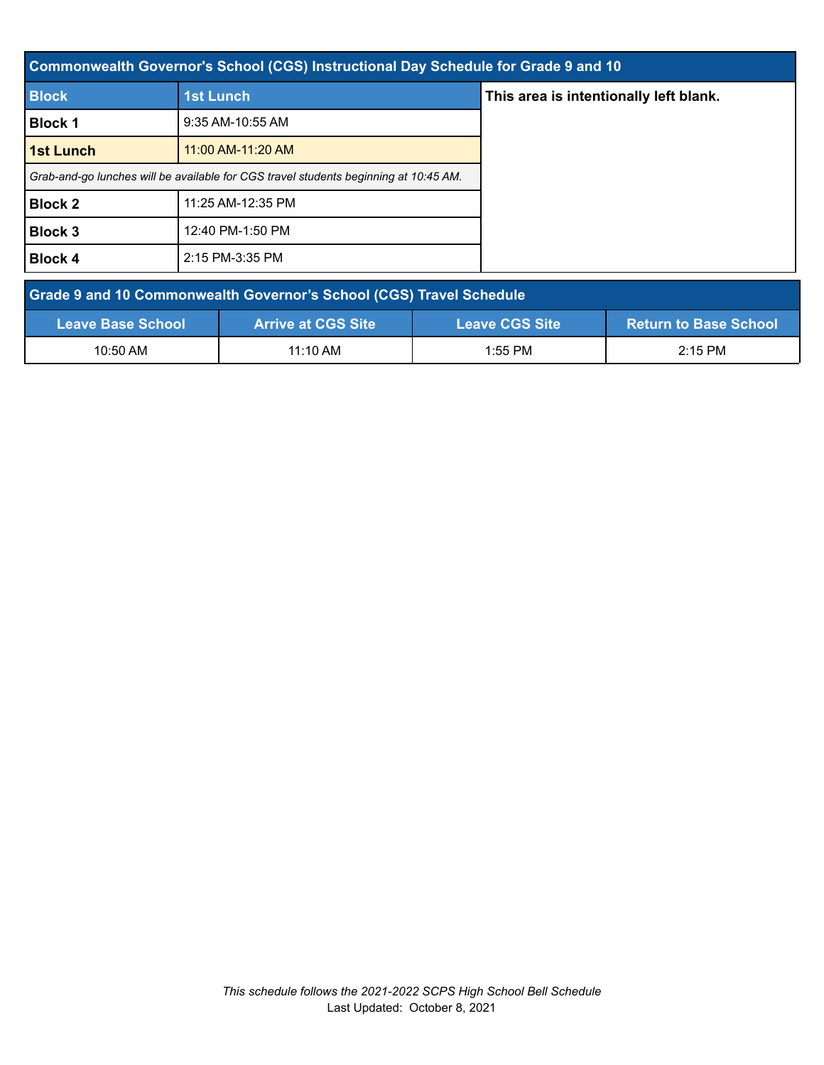| Commonwealth Governor's School (CGS) Instructional Day Schedule for Grade 9 and 10 | | |
|---|---|---|
| **Block** | **1st Lunch** | **This area is intentionally left blank.** |
| **Block 1** | 9:35 AM-10:55 AM | |
| **1st Lunch** | 11:00 AM-11:20 AM | |
| *Grab-and-go lunches will be available for CGS travel students beginning at 10:45 AM.* | | |
| **Block 2** | 11:25 AM-12:35 PM | |
| **Block 3** | 12:40 PM-1:50 PM | |
| **Block 4** | 2:15 PM-3:35 PM | |

| Grade 9 and 10 Commonwealth Governor's School (CGS) Travel Schedule | | | |
|---|---|---|---|
| **Leave Base School** | **Arrive at CGS Site** | **Leave CGS Site** | **Return to Base School** |
| 10:50 AM | 11:10 AM | 1:55 PM | 2:15 PM |

*This schedule follows the 2021-2022 SCPS High School Bell Schedule*

Last Updated: October 8, 2021